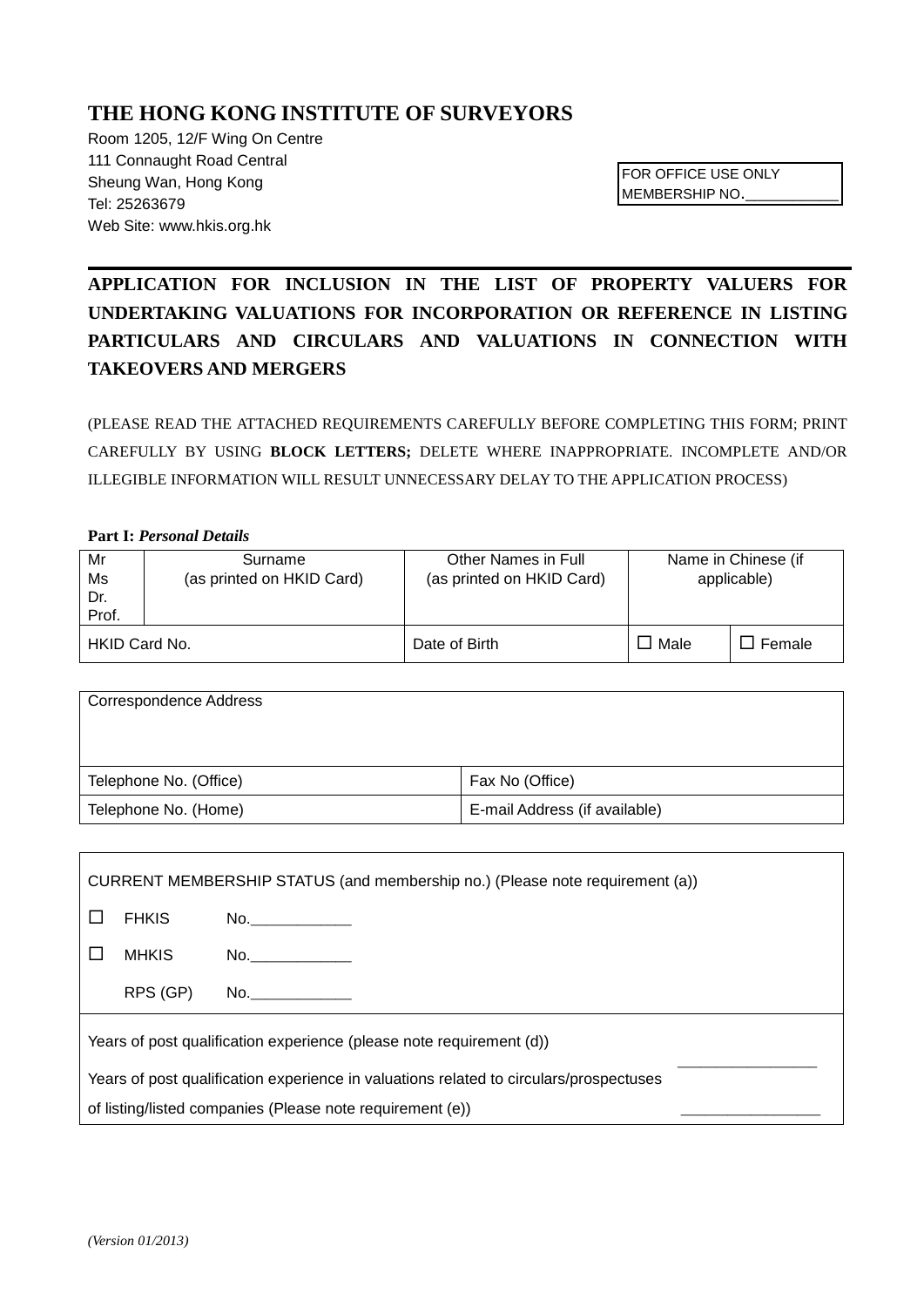# THE HONG KONG INSTITUTE OF SURVEYORS

Room 1205, 12/F Wing On Centre
111 Connaught Road Central
Sheung Wan, Hong Kong
Tel: 25263679
Web Site: www.hkis.org.hk

FOR OFFICE USE ONLY
MEMBERSHIP NO.___________

## APPLICATION FOR INCLUSION IN THE LIST OF PROPERTY VALUERS FOR UNDERTAKING VALUATIONS FOR INCORPORATION OR REFERENCE IN LISTING PARTICULARS AND CIRCULARS AND VALUATIONS IN CONNECTION WITH TAKEOVERS AND MERGERS

(PLEASE READ THE ATTACHED REQUIREMENTS CAREFULLY BEFORE COMPLETING THIS FORM; PRINT CAREFULLY BY USING **BLOCK LETTERS;** DELETE WHERE INAPPROPRIATE. INCOMPLETE AND/OR ILLEGIBLE INFORMATION WILL RESULT UNNECESSARY DELAY TO THE APPLICATION PROCESS)

**Part I:** ***Personal Details***

| Mr<br>Ms<br>Dr.<br>Prof. | Surname<br>(as printed on HKID Card) | Other Names in Full<br>(as printed on HKID Card) | Name in Chinese (if applicable) | |
|---|---|---|---|---|
| HKID Card No. | | Date of Birth | ☐ Male | ☐ Female |

| Correspondence Address | |
|---|---|
| Telephone No. (Office) | Fax No (Office) |
| Telephone No. (Home) | E-mail Address (if available) |

CURRENT MEMBERSHIP STATUS (and membership no.) (Please note requirement (a))

☐ FHKIS No.____________

☐ MHKIS No.____________

RPS (GP) No.____________

Years of post qualification experience (please note requirement (d)) ________________

Years of post qualification experience in valuations related to circulars/prospectuses of listing/listed companies (Please note requirement (e)) ________________

*(Version 01/2013)*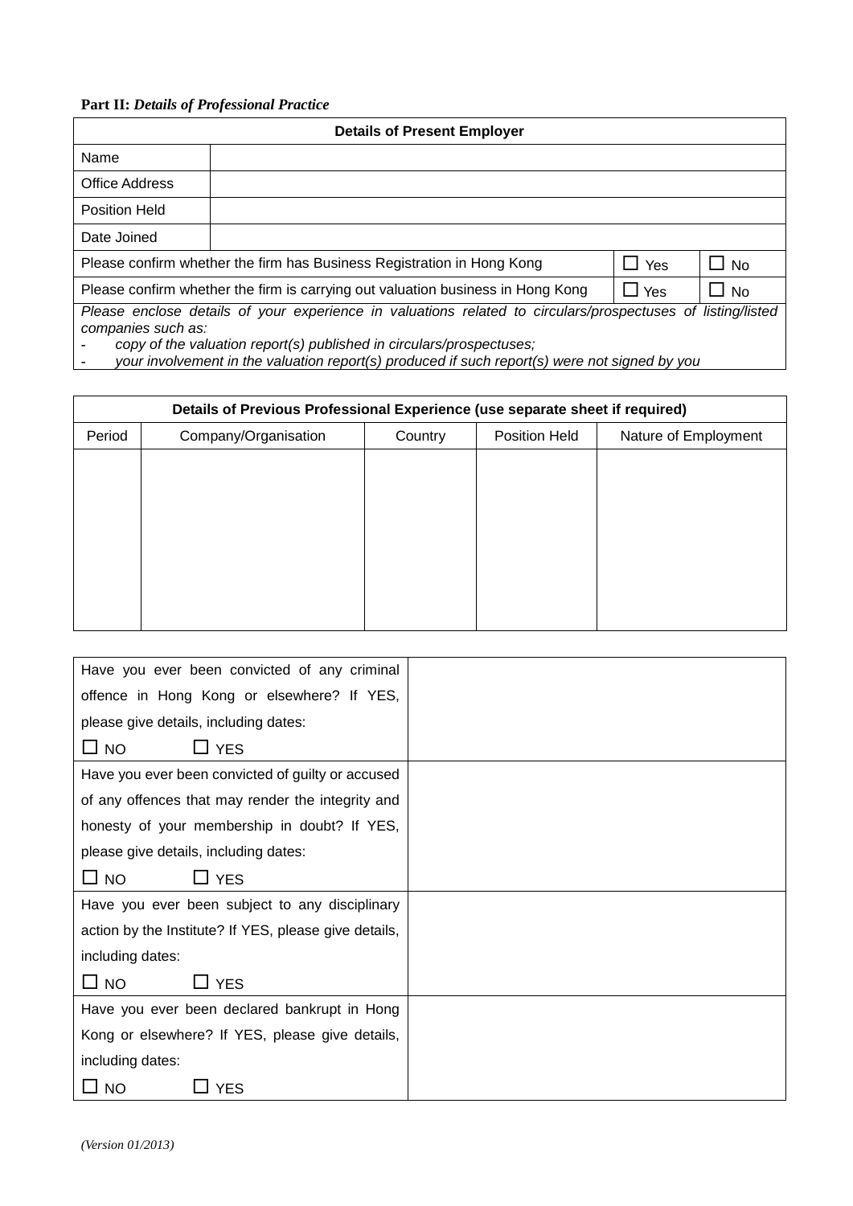**Part II:** ***Details of Professional Practice***

| **Details of Present Employer** | | | |
|---|---|---|---|
| Name | | | |
| Office Address | | | |
| Position Held | | | |
| Date Joined | | | |
| Please confirm whether the firm has Business Registration in Hong Kong | | ☐ Yes | ☐ No |
| Please confirm whether the firm is carrying out valuation business in Hong Kong | | ☐ Yes | ☐ No |
| *Please enclose details of your experience in valuations related to circulars/prospectuses of listing/listed companies such as:*<br>- *copy of the valuation report(s) published in circulars/prospectuses;*<br>- *your involvement in the valuation report(s) produced if such report(s) were not signed by you* | | | |

| **Details of Previous Professional Experience (use separate sheet if required)** | | | | |
|---|---|---|---|---|
| Period | Company/Organisation | Country | Position Held | Nature of Employment |
| | | | | |

| | |
|---|---|
| Have you ever been convicted of any criminal offence in Hong Kong or elsewhere? If YES, please give details, including dates:<br>☐ NO ☐ YES | |
| Have you ever been convicted of guilty or accused of any offences that may render the integrity and honesty of your membership in doubt? If YES, please give details, including dates:<br>☐ NO ☐ YES | |
| Have you ever been subject to any disciplinary action by the Institute? If YES, please give details, including dates:<br>☐ NO ☐ YES | |
| Have you ever been declared bankrupt in Hong Kong or elsewhere? If YES, please give details, including dates:<br>☐ NO ☐ YES | |

*(Version 01/2013)*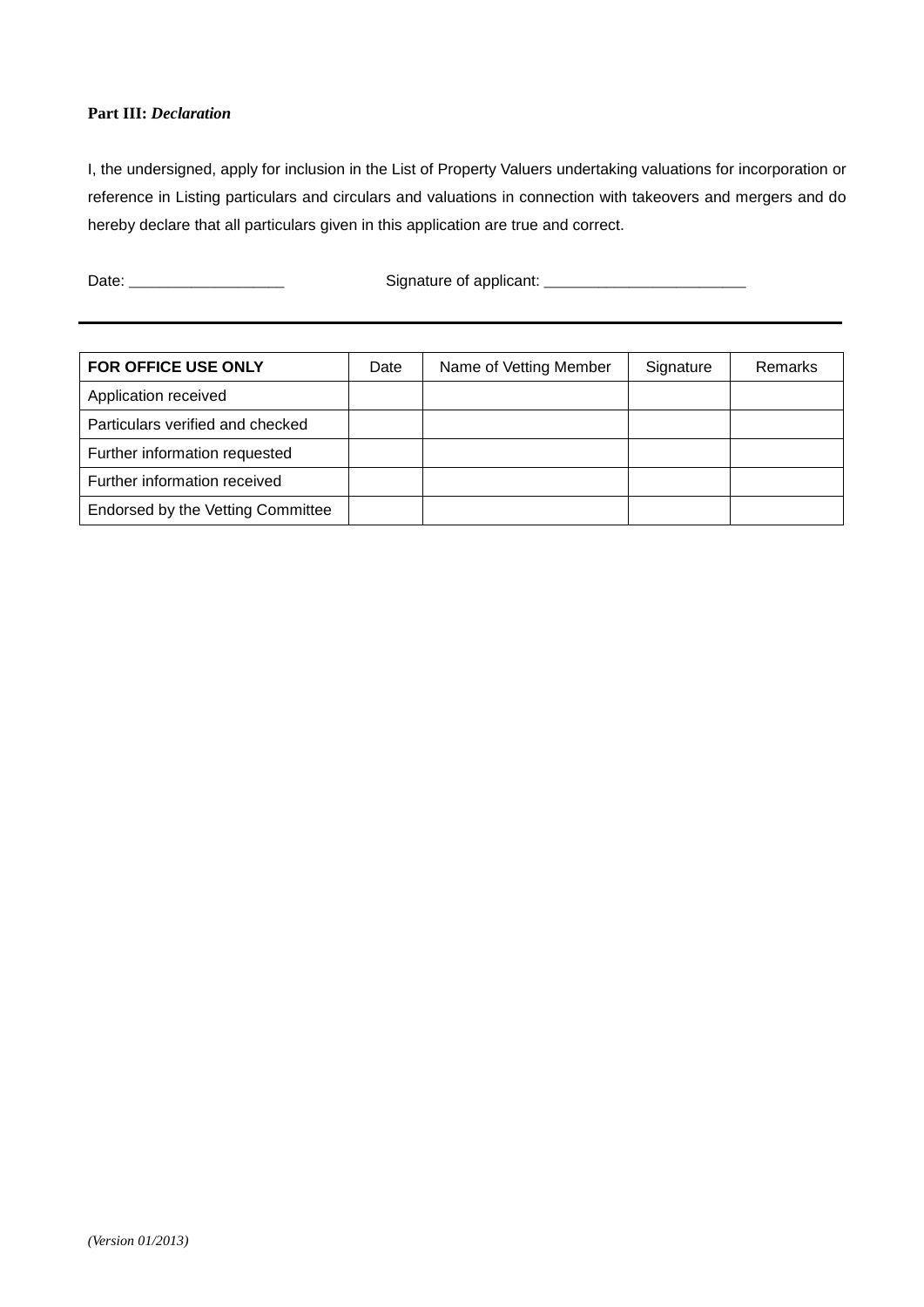**Part III:** ***Declaration***

I, the undersigned, apply for inclusion in the List of Property Valuers undertaking valuations for incorporation or reference in Listing particulars and circulars and valuations in connection with takeovers and mergers and do hereby declare that all particulars given in this application are true and correct.

Date: __________________ Signature of applicant: ________________________

---

| **FOR OFFICE USE ONLY** | Date | Name of Vetting Member | Signature | Remarks |
|---|---|---|---|---|
| Application received | | | | |
| Particulars verified and checked | | | | |
| Further information requested | | | | |
| Further information received | | | | |
| Endorsed by the Vetting Committee | | | | |

*(Version 01/2013)*